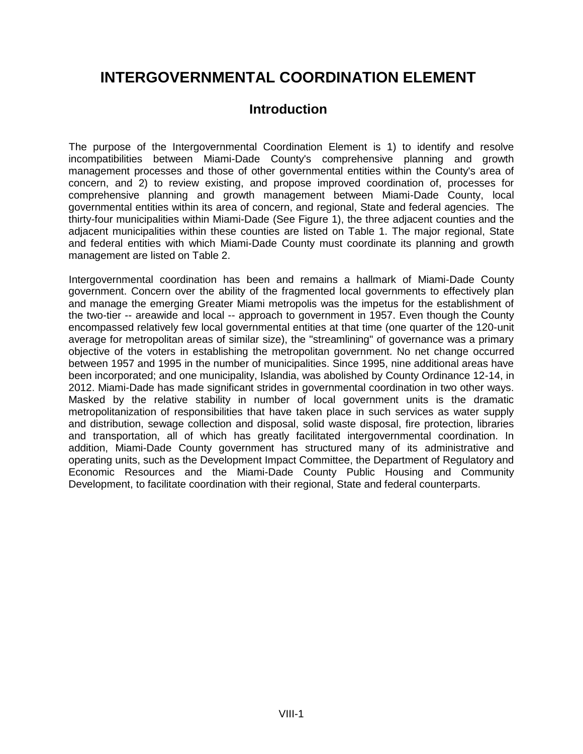# INTERGOVERNMENTAL COORDINATION ELEMENT

## Introduction

The purpose of the Intergovernmental Coordination Element is 1) to identify and resolve incompatibilities between Miami-Dade County's comprehensive planning and growth management processes and those of other governmental entities within the County's area of concern, and 2) to review existing, and propose improved coordination of, processes for comprehensive planning and growth management between Miami-Dade County, local governmental entities within its area of concern, and regional, State and federal agencies. The thirty-four municipalities within Miami-Dade (See Figure 1), the three adjacent counties and the adjacent municipalities within these counties are listed on Table 1. The major regional, State and federal entities with which Miami-Dade County must coordinate its planning and growth management are listed on Table 2.

Intergovernmental coordination has been and remains a hallmark of Miami-Dade County government. Concern over the ability of the fragmented local governments to effectively plan and manage the emerging Greater Miami metropolis was the impetus for the establishment of the two-tier -- areawide and local -- approach to government in 1957. Even though the County encompassed relatively few local governmental entities at that time (one quarter of the 120-unit average for metropolitan areas of similar size), the "streamlining" of governance was a primary objective of the voters in establishing the metropolitan government. No net change occurred between 1957 and 1995 in the number of municipalities. Since 1995, nine additional areas have been incorporated; and one municipality, Islandia, was abolished by County Ordinance 12-14, in 2012. Miami-Dade has made significant strides in governmental coordination in two other ways. Masked by the relative stability in number of local government units is the dramatic metropolitanization of responsibilities that have taken place in such services as water supply and distribution, sewage collection and disposal, solid waste disposal, fire protection, libraries and transportation, all of which has greatly facilitated intergovernmental coordination. In addition, Miami-Dade County government has structured many of its administrative and operating units, such as the Development Impact Committee, the Department of Regulatory and Economic Resources and the Miami-Dade County Public Housing and Community Development, to facilitate coordination with their regional, State and federal counterparts.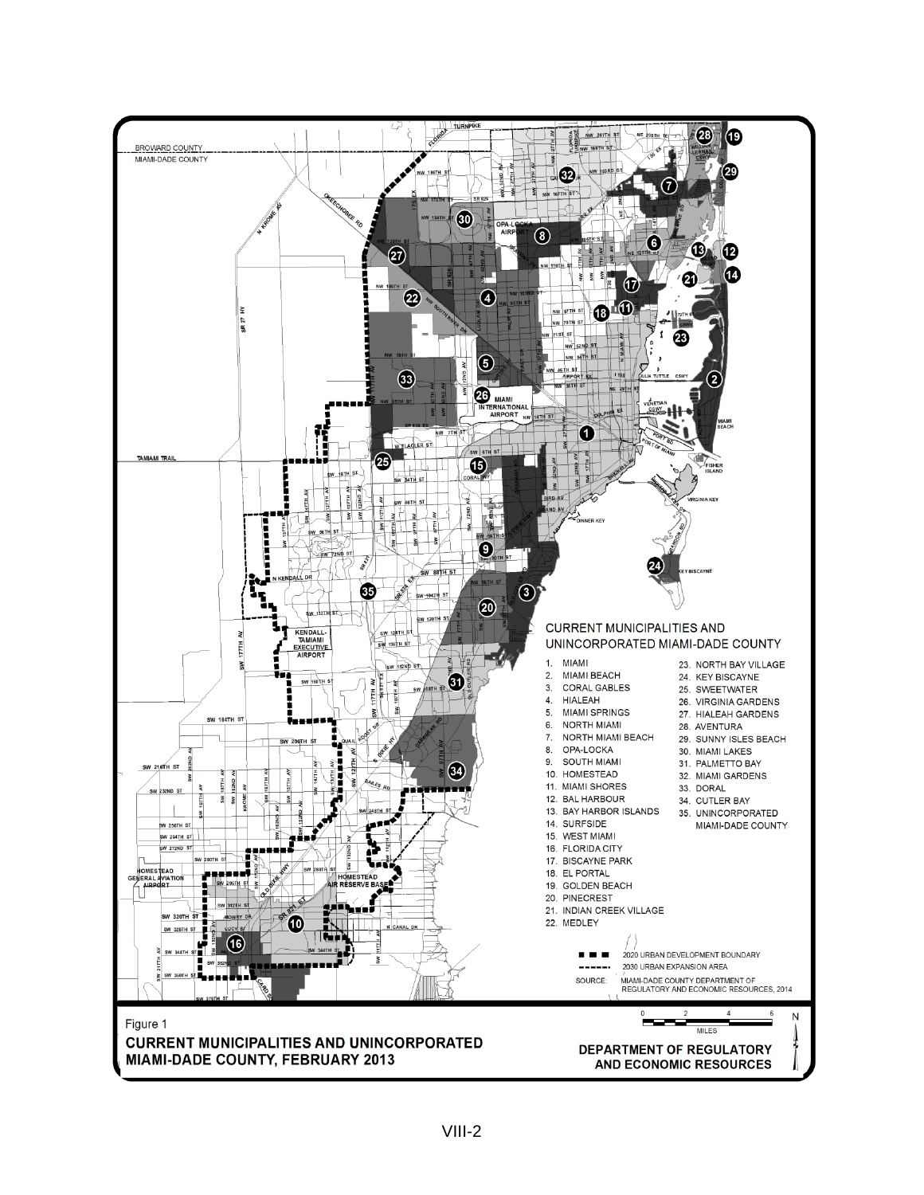## CURRENT MUNICIPALITIES AND UNINCORPORATED MIAMI-DADE COUNTY

1. MIAMI
2. MIAMI BEACH
3. CORAL GABLES
4. HIALEAH
5. MIAMI SPRINGS
6. NORTH MIAMI
7. NORTH MIAMI BEACH
8. OPA-LOCKA
9. SOUTH MIAMI
10. HOMESTEAD
11. MIAMI SHORES
12. BAL HARBOUR
13. BAY HARBOR ISLANDS
14. SURFSIDE
15. WEST MIAMI
16. FLORIDA CITY
17. BISCAYNE PARK
18. EL PORTAL
19. GOLDEN BEACH
20. PINECREST
21. INDIAN CREEK VILLAGE
22. MEDLEY
23. NORTH BAY VILLAGE
24. KEY BISCAYNE
25. SWEETWATER
26. VIRGINIA GARDENS
27. HIALEAH GARDENS
28. AVENTURA
29. SUNNY ISLES BEACH
30. MIAMI LAKES
31. PALMETTO BAY
32. MIAMI GARDENS
33. DORAL
34. CUTLER BAY
35. UNINCORPORATED MIAMI-DADE COUNTY

2020 URBAN DEVELOPMENT BOUNDARY

2030 URBAN EXPANSION AREA

SOURCE: MIAMI-DADE COUNTY DEPARTMENT OF REGULATORY AND ECONOMIC RESOURCES, 2014

Figure 1

**CURRENT MUNICIPALITIES AND UNINCORPORATED MIAMI-DADE COUNTY, FEBRUARY 2013**

**DEPARTMENT OF REGULATORY AND ECONOMIC RESOURCES**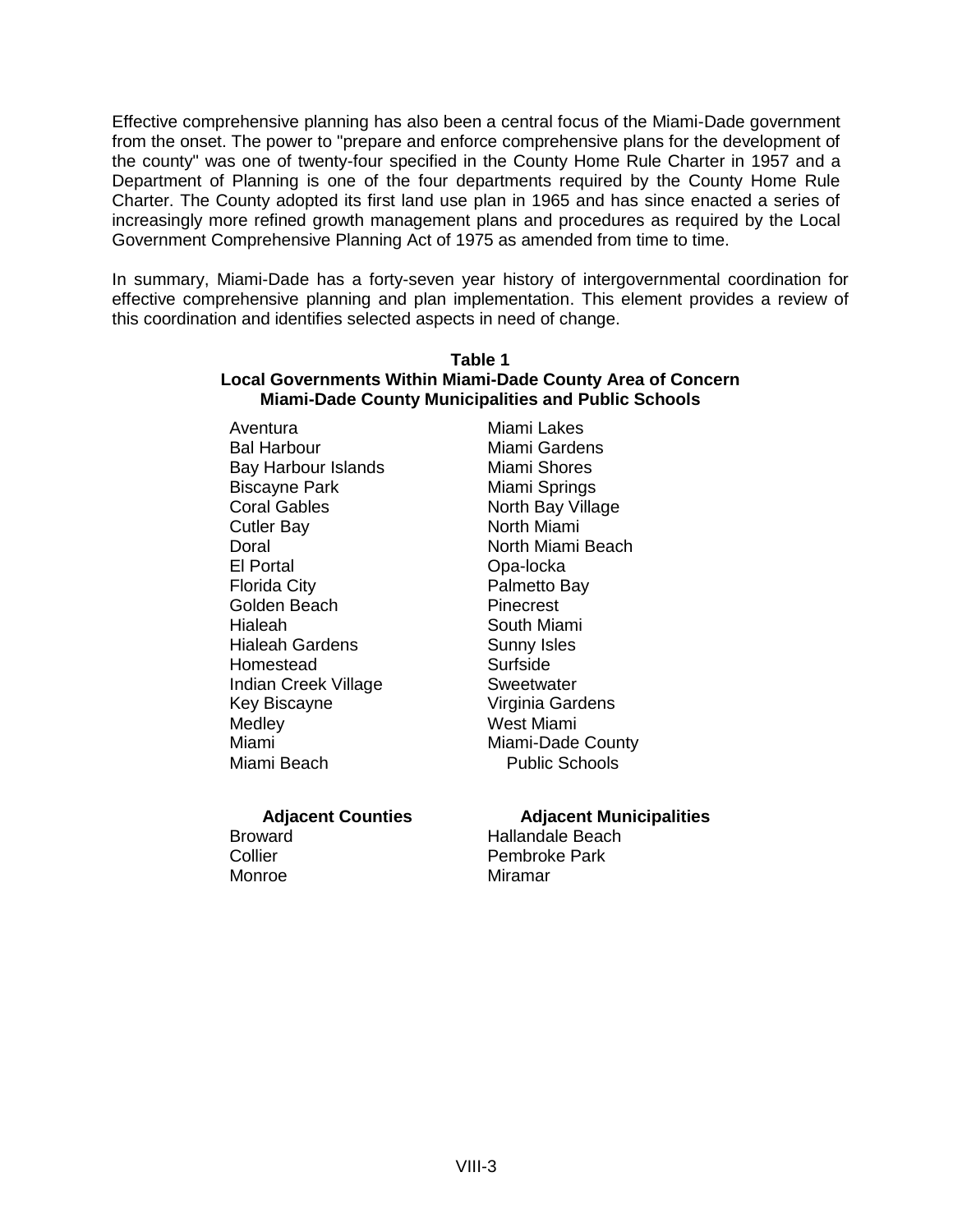Effective comprehensive planning has also been a central focus of the Miami-Dade government from the onset. The power to "prepare and enforce comprehensive plans for the development of the county" was one of twenty-four specified in the County Home Rule Charter in 1957 and a Department of Planning is one of the four departments required by the County Home Rule Charter. The County adopted its first land use plan in 1965 and has since enacted a series of increasingly more refined growth management plans and procedures as required by the Local Government Comprehensive Planning Act of 1975 as amended from time to time.

In summary, Miami-Dade has a forty-seven year history of intergovernmental coordination for effective comprehensive planning and plan implementation. This element provides a review of this coordination and identifies selected aspects in need of change.

**Table 1**
**Local Governments Within Miami-Dade County Area of Concern**
**Miami-Dade County Municipalities and Public Schools**

| | |
|---|---|
| Aventura | Miami Lakes |
| Bal Harbour | Miami Gardens |
| Bay Harbour Islands | Miami Shores |
| Biscayne Park | Miami Springs |
| Coral Gables | North Bay Village |
| Cutler Bay | North Miami |
| Doral | North Miami Beach |
| El Portal | Opa-locka |
| Florida City | Palmetto Bay |
| Golden Beach | Pinecrest |
| Hialeah | South Miami |
| Hialeah Gardens | Sunny Isles |
| Homestead | Surfside |
| Indian Creek Village | Sweetwater |
| Key Biscayne | Virginia Gardens |
| Medley | West Miami |
| Miami | Miami-Dade County |
| Miami Beach | Public Schools |

| **Adjacent Counties** | **Adjacent Municipalities** |
|---|---|
| Broward | Hallandale Beach |
| Collier | Pembroke Park |
| Monroe | Miramar |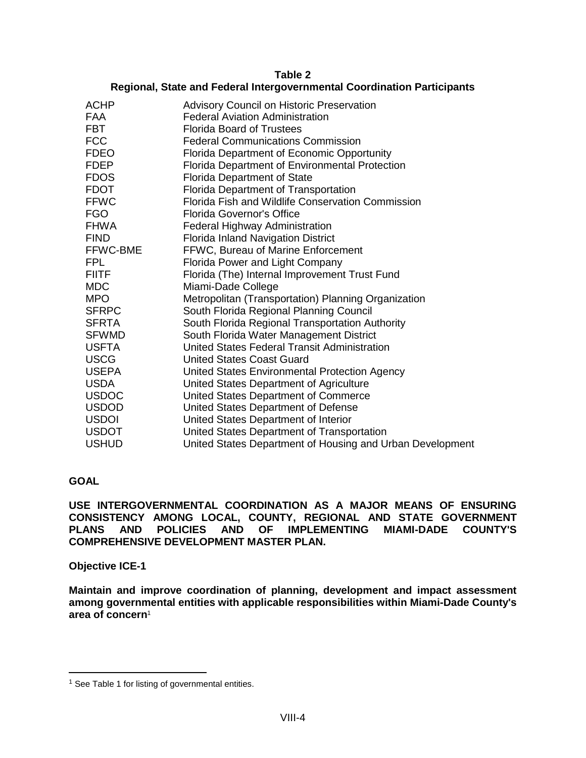**Table 2**
**Regional, State and Federal Intergovernmental Coordination Participants**

| | |
|---|---|
| ACHP | Advisory Council on Historic Preservation |
| FAA | Federal Aviation Administration |
| FBT | Florida Board of Trustees |
| FCC | Federal Communications Commission |
| FDEO | Florida Department of Economic Opportunity |
| FDEP | Florida Department of Environmental Protection |
| FDOS | Florida Department of State |
| FDOT | Florida Department of Transportation |
| FFWC | Florida Fish and Wildlife Conservation Commission |
| FGO | Florida Governor's Office |
| FHWA | Federal Highway Administration |
| FIND | Florida Inland Navigation District |
| FFWC-BME | FFWC, Bureau of Marine Enforcement |
| FPL | Florida Power and Light Company |
| FIITF | Florida (The) Internal Improvement Trust Fund |
| MDC | Miami-Dade College |
| MPO | Metropolitan (Transportation) Planning Organization |
| SFRPC | South Florida Regional Planning Council |
| SFRTA | South Florida Regional Transportation Authority |
| SFWMD | South Florida Water Management District |
| USFTA | United States Federal Transit Administration |
| USCG | United States Coast Guard |
| USEPA | United States Environmental Protection Agency |
| USDA | United States Department of Agriculture |
| USDOC | United States Department of Commerce |
| USDOD | United States Department of Defense |
| USDOI | United States Department of Interior |
| USDOT | United States Department of Transportation |
| USHUD | United States Department of Housing and Urban Development |

## GOAL

**USE INTERGOVERNMENTAL COORDINATION AS A MAJOR MEANS OF ENSURING CONSISTENCY AMONG LOCAL, COUNTY, REGIONAL AND STATE GOVERNMENT PLANS AND POLICIES AND OF IMPLEMENTING MIAMI-DADE COUNTY'S COMPREHENSIVE DEVELOPMENT MASTER PLAN.**

**Objective ICE-1**

**Maintain and improve coordination of planning, development and impact assessment among governmental entities with applicable responsibilities within Miami-Dade County's area of concern**[1]

[1] See Table 1 for listing of governmental entities.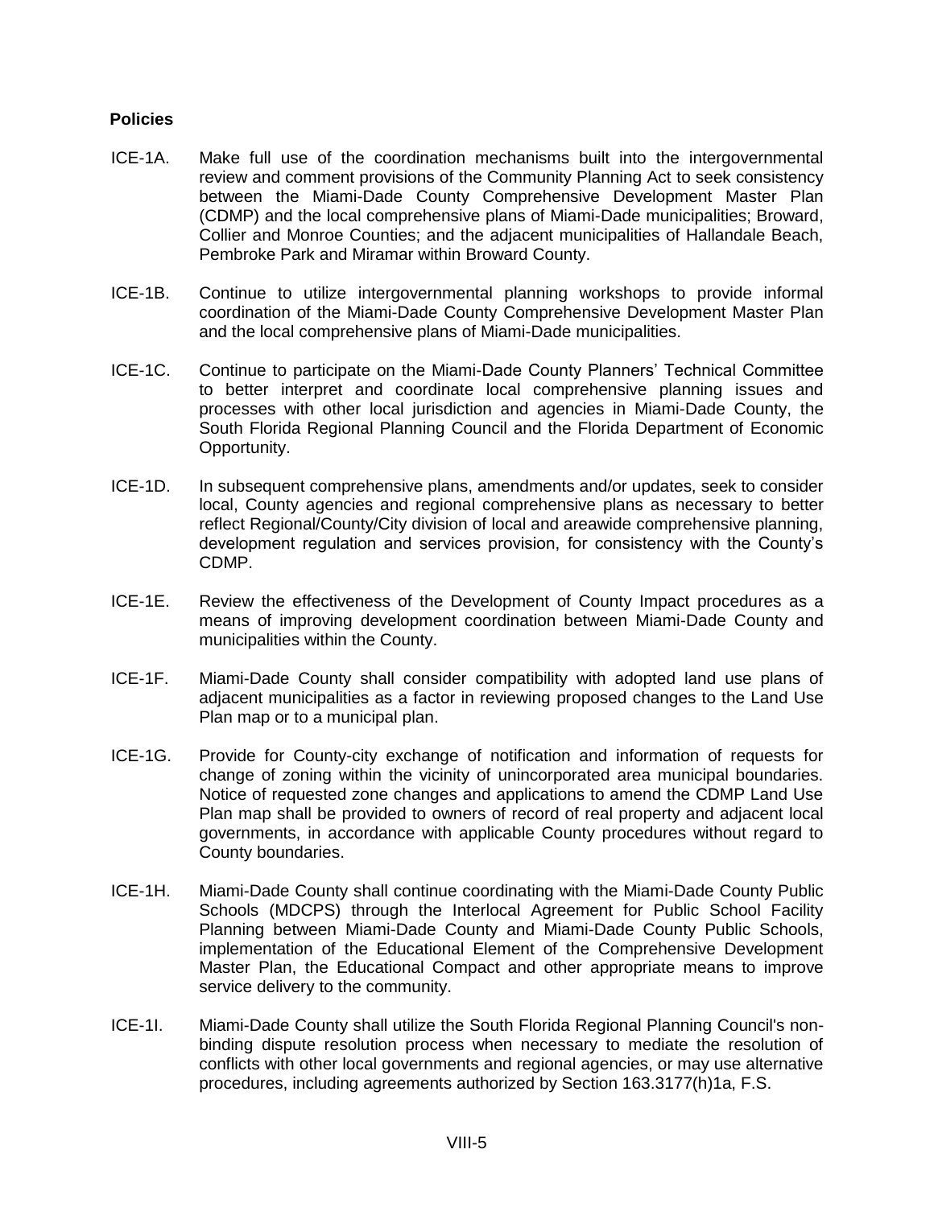**Policies**

ICE-1A. Make full use of the coordination mechanisms built into the intergovernmental review and comment provisions of the Community Planning Act to seek consistency between the Miami-Dade County Comprehensive Development Master Plan (CDMP) and the local comprehensive plans of Miami-Dade municipalities; Broward, Collier and Monroe Counties; and the adjacent municipalities of Hallandale Beach, Pembroke Park and Miramar within Broward County.

ICE-1B. Continue to utilize intergovernmental planning workshops to provide informal coordination of the Miami-Dade County Comprehensive Development Master Plan and the local comprehensive plans of Miami-Dade municipalities.

ICE-1C. Continue to participate on the Miami-Dade County Planners' Technical Committee to better interpret and coordinate local comprehensive planning issues and processes with other local jurisdiction and agencies in Miami-Dade County, the South Florida Regional Planning Council and the Florida Department of Economic Opportunity.

ICE-1D. In subsequent comprehensive plans, amendments and/or updates, seek to consider local, County agencies and regional comprehensive plans as necessary to better reflect Regional/County/City division of local and areawide comprehensive planning, development regulation and services provision, for consistency with the County's CDMP.

ICE-1E. Review the effectiveness of the Development of County Impact procedures as a means of improving development coordination between Miami-Dade County and municipalities within the County.

ICE-1F. Miami-Dade County shall consider compatibility with adopted land use plans of adjacent municipalities as a factor in reviewing proposed changes to the Land Use Plan map or to a municipal plan.

ICE-1G. Provide for County-city exchange of notification and information of requests for change of zoning within the vicinity of unincorporated area municipal boundaries. Notice of requested zone changes and applications to amend the CDMP Land Use Plan map shall be provided to owners of record of real property and adjacent local governments, in accordance with applicable County procedures without regard to County boundaries.

ICE-1H. Miami-Dade County shall continue coordinating with the Miami-Dade County Public Schools (MDCPS) through the Interlocal Agreement for Public School Facility Planning between Miami-Dade County and Miami-Dade County Public Schools, implementation of the Educational Element of the Comprehensive Development Master Plan, the Educational Compact and other appropriate means to improve service delivery to the community.

ICE-1I. Miami-Dade County shall utilize the South Florida Regional Planning Council's non-binding dispute resolution process when necessary to mediate the resolution of conflicts with other local governments and regional agencies, or may use alternative procedures, including agreements authorized by Section 163.3177(h)1a, F.S.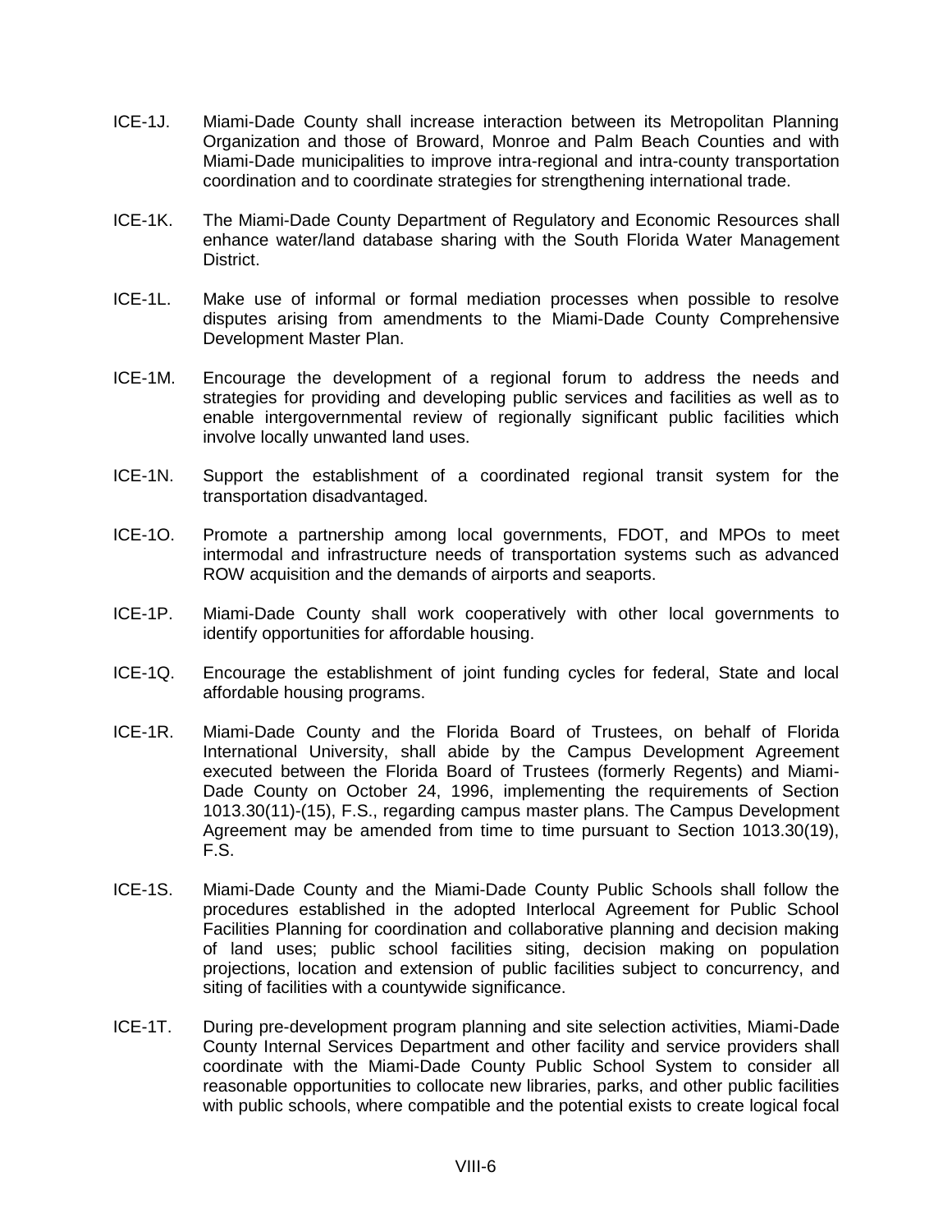ICE-1J. Miami-Dade County shall increase interaction between its Metropolitan Planning Organization and those of Broward, Monroe and Palm Beach Counties and with Miami-Dade municipalities to improve intra-regional and intra-county transportation coordination and to coordinate strategies for strengthening international trade.

ICE-1K. The Miami-Dade County Department of Regulatory and Economic Resources shall enhance water/land database sharing with the South Florida Water Management District.

ICE-1L. Make use of informal or formal mediation processes when possible to resolve disputes arising from amendments to the Miami-Dade County Comprehensive Development Master Plan.

ICE-1M. Encourage the development of a regional forum to address the needs and strategies for providing and developing public services and facilities as well as to enable intergovernmental review of regionally significant public facilities which involve locally unwanted land uses.

ICE-1N. Support the establishment of a coordinated regional transit system for the transportation disadvantaged.

ICE-1O. Promote a partnership among local governments, FDOT, and MPOs to meet intermodal and infrastructure needs of transportation systems such as advanced ROW acquisition and the demands of airports and seaports.

ICE-1P. Miami-Dade County shall work cooperatively with other local governments to identify opportunities for affordable housing.

ICE-1Q. Encourage the establishment of joint funding cycles for federal, State and local affordable housing programs.

ICE-1R. Miami-Dade County and the Florida Board of Trustees, on behalf of Florida International University, shall abide by the Campus Development Agreement executed between the Florida Board of Trustees (formerly Regents) and Miami-Dade County on October 24, 1996, implementing the requirements of Section 1013.30(11)-(15), F.S., regarding campus master plans. The Campus Development Agreement may be amended from time to time pursuant to Section 1013.30(19), F.S.

ICE-1S. Miami-Dade County and the Miami-Dade County Public Schools shall follow the procedures established in the adopted Interlocal Agreement for Public School Facilities Planning for coordination and collaborative planning and decision making of land uses; public school facilities siting, decision making on population projections, location and extension of public facilities subject to concurrency, and siting of facilities with a countywide significance.

ICE-1T. During pre-development program planning and site selection activities, Miami-Dade County Internal Services Department and other facility and service providers shall coordinate with the Miami-Dade County Public School System to consider all reasonable opportunities to collocate new libraries, parks, and other public facilities with public schools, where compatible and the potential exists to create logical focal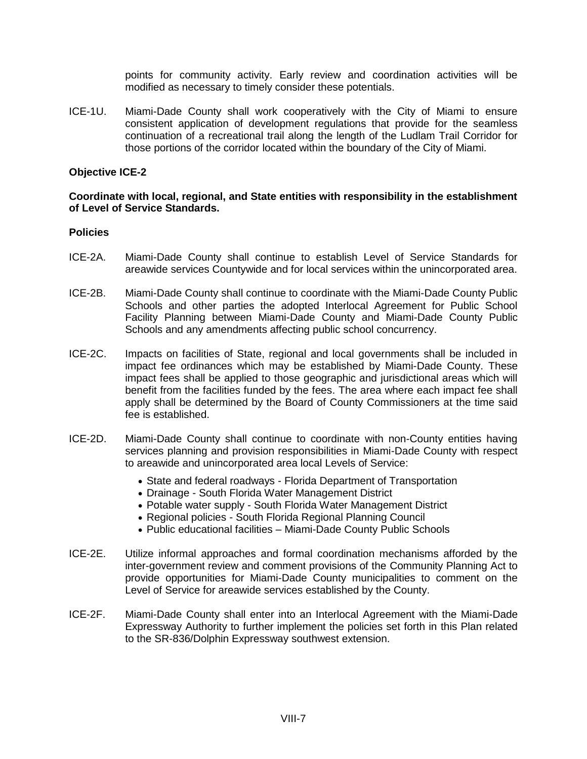points for community activity. Early review and coordination activities will be modified as necessary to timely consider these potentials.

ICE-1U. Miami-Dade County shall work cooperatively with the City of Miami to ensure consistent application of development regulations that provide for the seamless continuation of a recreational trail along the length of the Ludlam Trail Corridor for those portions of the corridor located within the boundary of the City of Miami.

**Objective ICE-2**

**Coordinate with local, regional, and State entities with responsibility in the establishment of Level of Service Standards.**

**Policies**

ICE-2A. Miami-Dade County shall continue to establish Level of Service Standards for areawide services Countywide and for local services within the unincorporated area.

ICE-2B. Miami-Dade County shall continue to coordinate with the Miami-Dade County Public Schools and other parties the adopted Interlocal Agreement for Public School Facility Planning between Miami-Dade County and Miami-Dade County Public Schools and any amendments affecting public school concurrency.

ICE-2C. Impacts on facilities of State, regional and local governments shall be included in impact fee ordinances which may be established by Miami-Dade County. These impact fees shall be applied to those geographic and jurisdictional areas which will benefit from the facilities funded by the fees. The area where each impact fee shall apply shall be determined by the Board of County Commissioners at the time said fee is established.

ICE-2D. Miami-Dade County shall continue to coordinate with non-County entities having services planning and provision responsibilities in Miami-Dade County with respect to areawide and unincorporated area local Levels of Service:

- State and federal roadways - Florida Department of Transportation
- Drainage - South Florida Water Management District
- Potable water supply - South Florida Water Management District
- Regional policies - South Florida Regional Planning Council
- Public educational facilities – Miami-Dade County Public Schools

ICE-2E. Utilize informal approaches and formal coordination mechanisms afforded by the inter-government review and comment provisions of the Community Planning Act to provide opportunities for Miami-Dade County municipalities to comment on the Level of Service for areawide services established by the County.

ICE-2F. Miami-Dade County shall enter into an Interlocal Agreement with the Miami-Dade Expressway Authority to further implement the policies set forth in this Plan related to the SR-836/Dolphin Expressway southwest extension.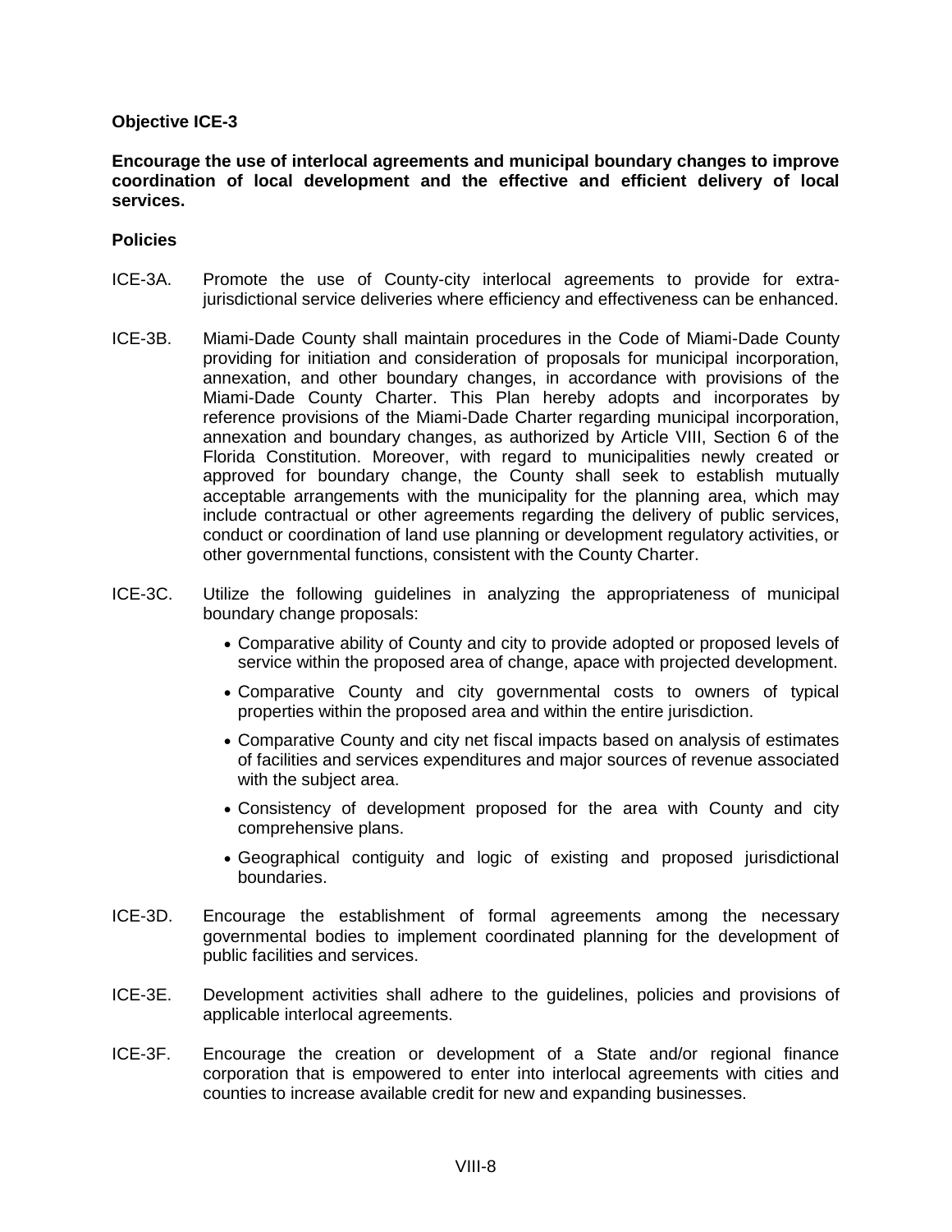**Objective ICE-3**

**Encourage the use of interlocal agreements and municipal boundary changes to improve coordination of local development and the effective and efficient delivery of local services.**

**Policies**

ICE-3A. Promote the use of County-city interlocal agreements to provide for extra-jurisdictional service deliveries where efficiency and effectiveness can be enhanced.

ICE-3B. Miami-Dade County shall maintain procedures in the Code of Miami-Dade County providing for initiation and consideration of proposals for municipal incorporation, annexation, and other boundary changes, in accordance with provisions of the Miami-Dade County Charter. This Plan hereby adopts and incorporates by reference provisions of the Miami-Dade Charter regarding municipal incorporation, annexation and boundary changes, as authorized by Article VIII, Section 6 of the Florida Constitution. Moreover, with regard to municipalities newly created or approved for boundary change, the County shall seek to establish mutually acceptable arrangements with the municipality for the planning area, which may include contractual or other agreements regarding the delivery of public services, conduct or coordination of land use planning or development regulatory activities, or other governmental functions, consistent with the County Charter.

ICE-3C. Utilize the following guidelines in analyzing the appropriateness of municipal boundary change proposals:

- Comparative ability of County and city to provide adopted or proposed levels of service within the proposed area of change, apace with projected development.
- Comparative County and city governmental costs to owners of typical properties within the proposed area and within the entire jurisdiction.
- Comparative County and city net fiscal impacts based on analysis of estimates of facilities and services expenditures and major sources of revenue associated with the subject area.
- Consistency of development proposed for the area with County and city comprehensive plans.
- Geographical contiguity and logic of existing and proposed jurisdictional boundaries.

ICE-3D. Encourage the establishment of formal agreements among the necessary governmental bodies to implement coordinated planning for the development of public facilities and services.

ICE-3E. Development activities shall adhere to the guidelines, policies and provisions of applicable interlocal agreements.

ICE-3F. Encourage the creation or development of a State and/or regional finance corporation that is empowered to enter into interlocal agreements with cities and counties to increase available credit for new and expanding businesses.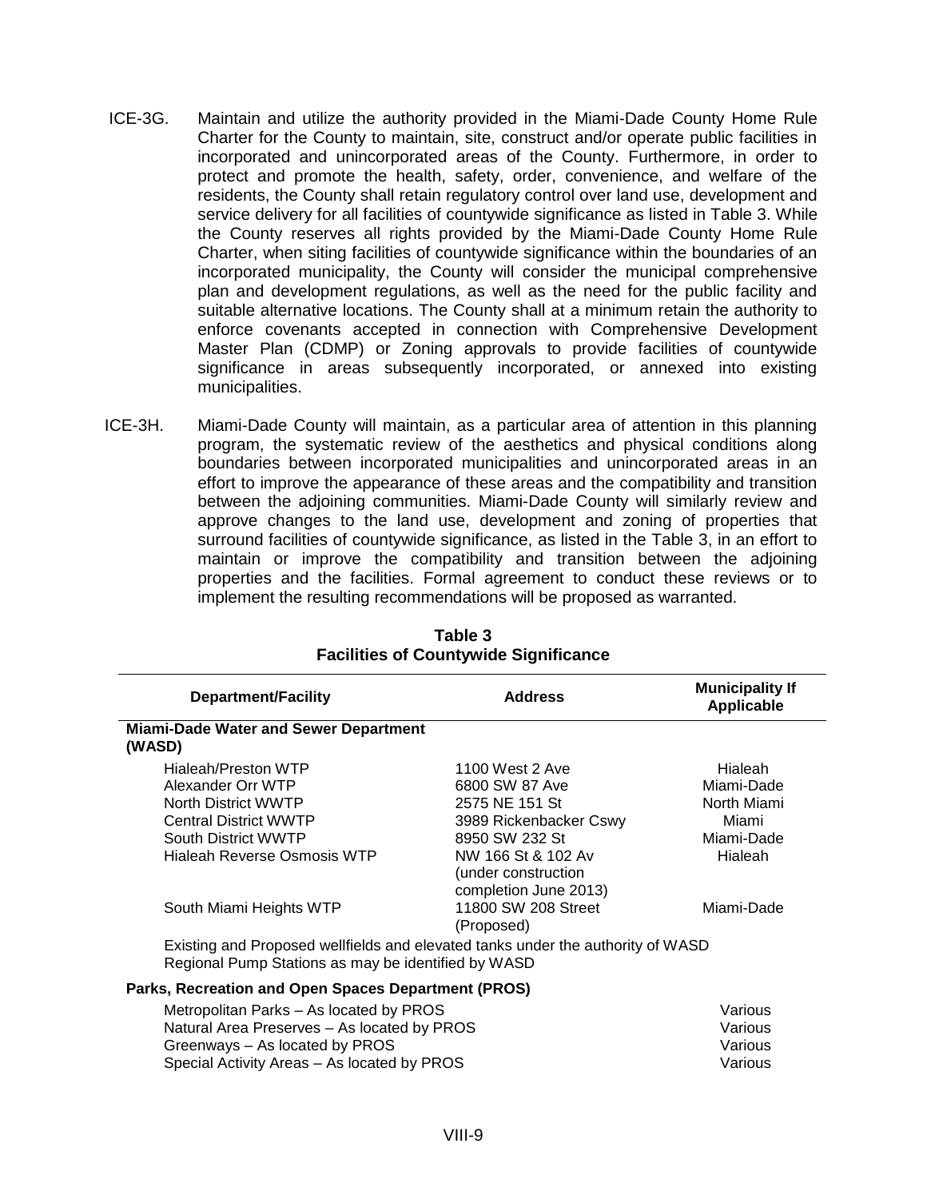ICE-3G. Maintain and utilize the authority provided in the Miami-Dade County Home Rule Charter for the County to maintain, site, construct and/or operate public facilities in incorporated and unincorporated areas of the County. Furthermore, in order to protect and promote the health, safety, order, convenience, and welfare of the residents, the County shall retain regulatory control over land use, development and service delivery for all facilities of countywide significance as listed in Table 3. While the County reserves all rights provided by the Miami-Dade County Home Rule Charter, when siting facilities of countywide significance within the boundaries of an incorporated municipality, the County will consider the municipal comprehensive plan and development regulations, as well as the need for the public facility and suitable alternative locations. The County shall at a minimum retain the authority to enforce covenants accepted in connection with Comprehensive Development Master Plan (CDMP) or Zoning approvals to provide facilities of countywide significance in areas subsequently incorporated, or annexed into existing municipalities.

ICE-3H. Miami-Dade County will maintain, as a particular area of attention in this planning program, the systematic review of the aesthetics and physical conditions along boundaries between incorporated municipalities and unincorporated areas in an effort to improve the appearance of these areas and the compatibility and transition between the adjoining communities. Miami-Dade County will similarly review and approve changes to the land use, development and zoning of properties that surround facilities of countywide significance, as listed in the Table 3, in an effort to maintain or improve the compatibility and transition between the adjoining properties and the facilities. Formal agreement to conduct these reviews or to implement the resulting recommendations will be proposed as warranted.

**Table 3**
**Facilities of Countywide Significance**

| Department/Facility | Address | Municipality If Applicable |
|---|---|---|
| **Miami-Dade Water and Sewer Department (WASD)** | | |
| Hialeah/Preston WTP | 1100 West 2 Ave | Hialeah |
| Alexander Orr WTP | 6800 SW 87 Ave | Miami-Dade |
| North District WWTP | 2575 NE 151 St | North Miami |
| Central District WWTP | 3989 Rickenbacker Cswy | Miami |
| South District WWTP | 8950 SW 232 St | Miami-Dade |
| Hialeah Reverse Osmosis WTP | NW 166 St & 102 Av (under construction completion June 2013) | Hialeah |
| South Miami Heights WTP | 11800 SW 208 Street (Proposed) | Miami-Dade |
| Existing and Proposed wellfields and elevated tanks under the authority of WASD | | |
| Regional Pump Stations as may be identified by WASD | | |
| **Parks, Recreation and Open Spaces Department (PROS)** | | |
| Metropolitan Parks – As located by PROS | | Various |
| Natural Area Preserves – As located by PROS | | Various |
| Greenways – As located by PROS | | Various |
| Special Activity Areas – As located by PROS | | Various |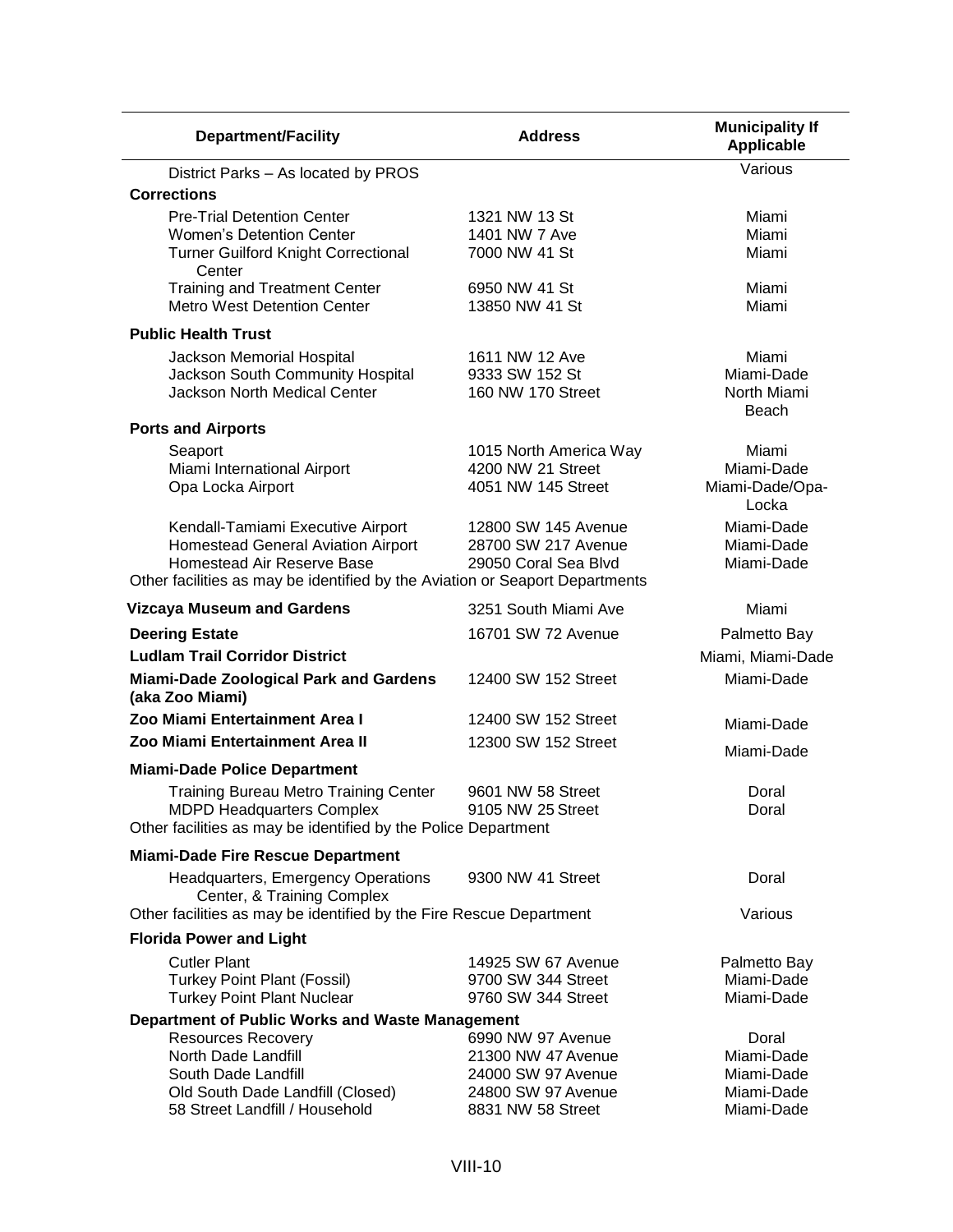| Department/Facility | Address | Municipality If Applicable |
|---|---|---|
| District Parks – As located by PROS | | Various |
| **Corrections** | | |
| Pre-Trial Detention Center | 1321 NW 13 St | Miami |
| Women's Detention Center | 1401 NW 7 Ave | Miami |
| Turner Guilford Knight Correctional Center | 7000 NW 41 St | Miami |
| Training and Treatment Center | 6950 NW 41 St | Miami |
| Metro West Detention Center | 13850 NW 41 St | Miami |
| **Public Health Trust** | | |
| Jackson Memorial Hospital | 1611 NW 12 Ave | Miami |
| Jackson South Community Hospital | 9333 SW 152 St | Miami-Dade |
| Jackson North Medical Center | 160 NW 170 Street | North Miami Beach |
| **Ports and Airports** | | |
| Seaport | 1015 North America Way | Miami |
| Miami International Airport | 4200 NW 21 Street | Miami-Dade |
| Opa Locka Airport | 4051 NW 145 Street | Miami-Dade/Opa-Locka |
| Kendall-Tamiami Executive Airport | 12800 SW 145 Avenue | Miami-Dade |
| Homestead General Aviation Airport | 28700 SW 217 Avenue | Miami-Dade |
| Homestead Air Reserve Base | 29050 Coral Sea Blvd | Miami-Dade |
| Other facilities as may be identified by the Aviation or Seaport Departments | | |
| **Vizcaya Museum and Gardens** | 3251 South Miami Ave | Miami |
| **Deering Estate** | 16701 SW 72 Avenue | Palmetto Bay |
| **Ludlam Trail Corridor District** | | Miami, Miami-Dade |
| **Miami-Dade Zoological Park and Gardens (aka Zoo Miami)** | 12400 SW 152 Street | Miami-Dade |
| **Zoo Miami Entertainment Area I** | 12400 SW 152 Street | Miami-Dade |
| **Zoo Miami Entertainment Area II** | 12300 SW 152 Street | Miami-Dade |
| **Miami-Dade Police Department** | | |
| Training Bureau Metro Training Center | 9601 NW 58 Street | Doral |
| MDPD Headquarters Complex | 9105 NW 25 Street | Doral |
| Other facilities as may be identified by the Police Department | | |
| **Miami-Dade Fire Rescue Department** | | |
| Headquarters, Emergency Operations Center, & Training Complex | 9300 NW 41 Street | Doral |
| Other facilities as may be identified by the Fire Rescue Department | | Various |
| **Florida Power and Light** | | |
| Cutler Plant | 14925 SW 67 Avenue | Palmetto Bay |
| Turkey Point Plant (Fossil) | 9700 SW 344 Street | Miami-Dade |
| Turkey Point Plant Nuclear | 9760 SW 344 Street | Miami-Dade |
| **Department of Public Works and Waste Management** | | |
| Resources Recovery | 6990 NW 97 Avenue | Doral |
| North Dade Landfill | 21300 NW 47 Avenue | Miami-Dade |
| South Dade Landfill | 24000 SW 97 Avenue | Miami-Dade |
| Old South Dade Landfill (Closed) | 24800 SW 97 Avenue | Miami-Dade |
| 58 Street Landfill / Household | 8831 NW 58 Street | Miami-Dade |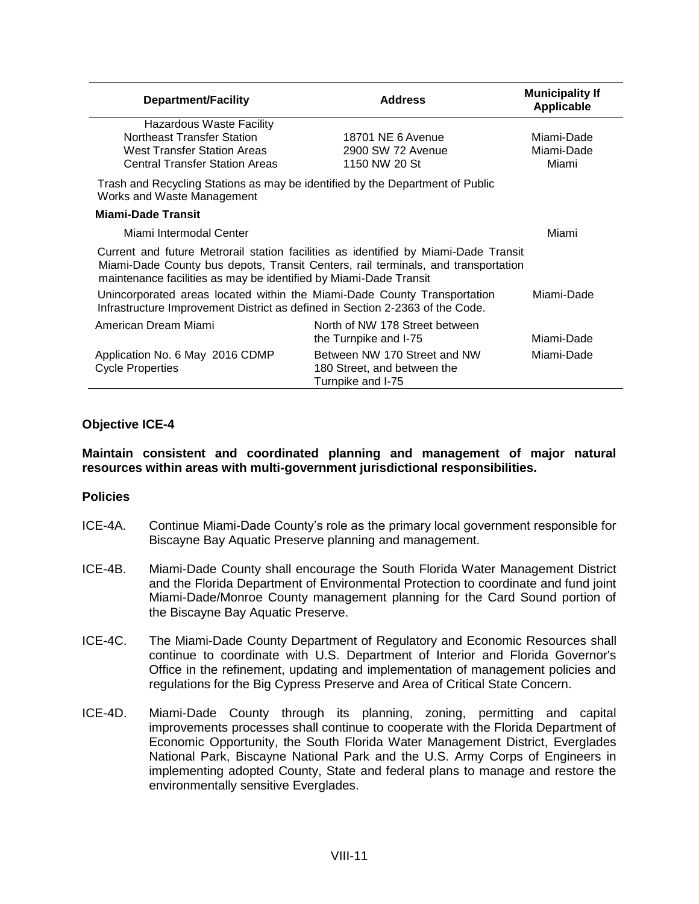| Department/Facility | Address | Municipality If Applicable |
|---|---|---|
| Hazardous Waste Facility | | |
| Northeast Transfer Station | 18701 NE 6 Avenue | Miami-Dade |
| West Transfer Station Areas | 2900 SW 72 Avenue | Miami-Dade |
| Central Transfer Station Areas | 1150 NW 20 St | Miami |
| Trash and Recycling Stations as may be identified by the Department of Public Works and Waste Management | | |
| **Miami-Dade Transit** | | |
| Miami Intermodal Center | | Miami |
| Current and future Metrorail station facilities as identified by Miami-Dade Transit Miami-Dade County bus depots, Transit Centers, rail terminals, and transportation maintenance facilities as may be identified by Miami-Dade Transit | | |
| Unincorporated areas located within the Miami-Dade County Transportation Infrastructure Improvement District as defined in Section 2-2363 of the Code. | | Miami-Dade |
| American Dream Miami | North of NW 178 Street between the Turnpike and I-75 | Miami-Dade |
| Application No. 6 May 2016 CDMP Cycle Properties | Between NW 170 Street and NW 180 Street, and between the Turnpike and I-75 | Miami-Dade |

### Objective ICE-4

**Maintain consistent and coordinated planning and management of major natural resources within areas with multi-government jurisdictional responsibilities.**

### Policies

ICE-4A. Continue Miami-Dade County's role as the primary local government responsible for Biscayne Bay Aquatic Preserve planning and management.

ICE-4B. Miami-Dade County shall encourage the South Florida Water Management District and the Florida Department of Environmental Protection to coordinate and fund joint Miami-Dade/Monroe County management planning for the Card Sound portion of the Biscayne Bay Aquatic Preserve.

ICE-4C. The Miami-Dade County Department of Regulatory and Economic Resources shall continue to coordinate with U.S. Department of Interior and Florida Governor's Office in the refinement, updating and implementation of management policies and regulations for the Big Cypress Preserve and Area of Critical State Concern.

ICE-4D. Miami-Dade County through its planning, zoning, permitting and capital improvements processes shall continue to cooperate with the Florida Department of Economic Opportunity, the South Florida Water Management District, Everglades National Park, Biscayne National Park and the U.S. Army Corps of Engineers in implementing adopted County, State and federal plans to manage and restore the environmentally sensitive Everglades.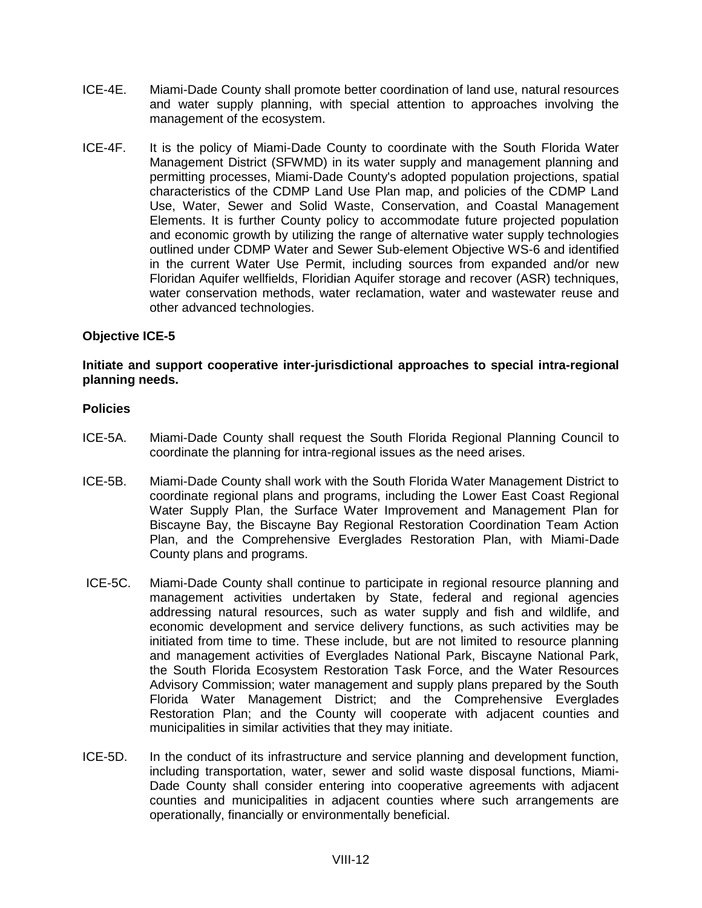ICE-4E. Miami-Dade County shall promote better coordination of land use, natural resources and water supply planning, with special attention to approaches involving the management of the ecosystem.

ICE-4F. It is the policy of Miami-Dade County to coordinate with the South Florida Water Management District (SFWMD) in its water supply and management planning and permitting processes, Miami-Dade County's adopted population projections, spatial characteristics of the CDMP Land Use Plan map, and policies of the CDMP Land Use, Water, Sewer and Solid Waste, Conservation, and Coastal Management Elements. It is further County policy to accommodate future projected population and economic growth by utilizing the range of alternative water supply technologies outlined under CDMP Water and Sewer Sub-element Objective WS-6 and identified in the current Water Use Permit, including sources from expanded and/or new Floridan Aquifer wellfields, Floridian Aquifer storage and recover (ASR) techniques, water conservation methods, water reclamation, water and wastewater reuse and other advanced technologies.

**Objective ICE-5**

**Initiate and support cooperative inter-jurisdictional approaches to special intra-regional planning needs.**

**Policies**

ICE-5A. Miami-Dade County shall request the South Florida Regional Planning Council to coordinate the planning for intra-regional issues as the need arises.

ICE-5B. Miami-Dade County shall work with the South Florida Water Management District to coordinate regional plans and programs, including the Lower East Coast Regional Water Supply Plan, the Surface Water Improvement and Management Plan for Biscayne Bay, the Biscayne Bay Regional Restoration Coordination Team Action Plan, and the Comprehensive Everglades Restoration Plan, with Miami-Dade County plans and programs.

ICE-5C. Miami-Dade County shall continue to participate in regional resource planning and management activities undertaken by State, federal and regional agencies addressing natural resources, such as water supply and fish and wildlife, and economic development and service delivery functions, as such activities may be initiated from time to time. These include, but are not limited to resource planning and management activities of Everglades National Park, Biscayne National Park, the South Florida Ecosystem Restoration Task Force, and the Water Resources Advisory Commission; water management and supply plans prepared by the South Florida Water Management District; and the Comprehensive Everglades Restoration Plan; and the County will cooperate with adjacent counties and municipalities in similar activities that they may initiate.

ICE-5D. In the conduct of its infrastructure and service planning and development function, including transportation, water, sewer and solid waste disposal functions, Miami-Dade County shall consider entering into cooperative agreements with adjacent counties and municipalities in adjacent counties where such arrangements are operationally, financially or environmentally beneficial.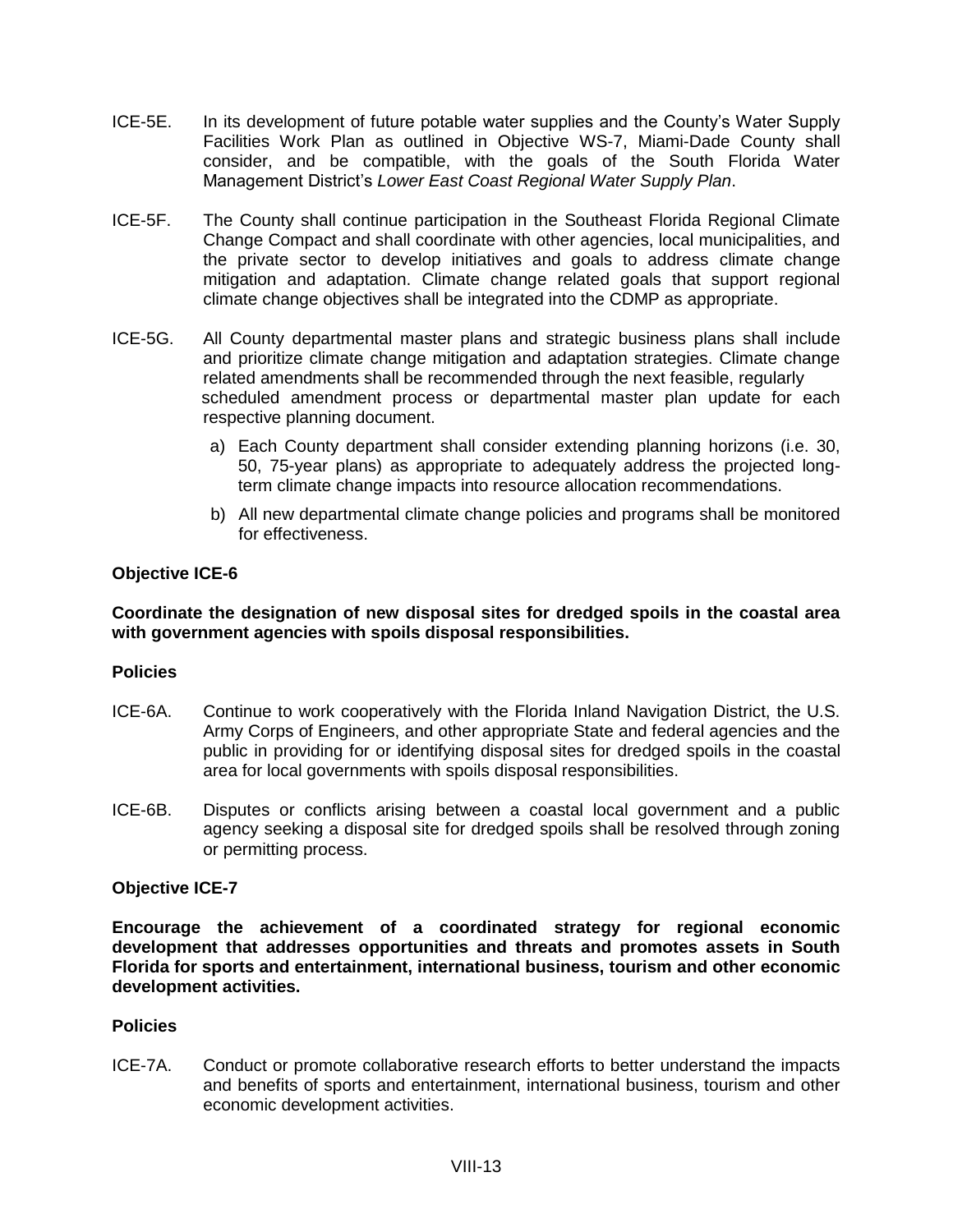ICE-5E. In its development of future potable water supplies and the County's Water Supply Facilities Work Plan as outlined in Objective WS-7, Miami-Dade County shall consider, and be compatible, with the goals of the South Florida Water Management District's *Lower East Coast Regional Water Supply Plan*.

ICE-5F. The County shall continue participation in the Southeast Florida Regional Climate Change Compact and shall coordinate with other agencies, local municipalities, and the private sector to develop initiatives and goals to address climate change mitigation and adaptation. Climate change related goals that support regional climate change objectives shall be integrated into the CDMP as appropriate.

ICE-5G. All County departmental master plans and strategic business plans shall include and prioritize climate change mitigation and adaptation strategies. Climate change related amendments shall be recommended through the next feasible, regularly scheduled amendment process or departmental master plan update for each respective planning document.

a) Each County department shall consider extending planning horizons (i.e. 30, 50, 75-year plans) as appropriate to adequately address the projected long-term climate change impacts into resource allocation recommendations.

b) All new departmental climate change policies and programs shall be monitored for effectiveness.

**Objective ICE-6**

**Coordinate the designation of new disposal sites for dredged spoils in the coastal area with government agencies with spoils disposal responsibilities.**

**Policies**

ICE-6A. Continue to work cooperatively with the Florida Inland Navigation District, the U.S. Army Corps of Engineers, and other appropriate State and federal agencies and the public in providing for or identifying disposal sites for dredged spoils in the coastal area for local governments with spoils disposal responsibilities.

ICE-6B. Disputes or conflicts arising between a coastal local government and a public agency seeking a disposal site for dredged spoils shall be resolved through zoning or permitting process.

**Objective ICE-7**

**Encourage the achievement of a coordinated strategy for regional economic development that addresses opportunities and threats and promotes assets in South Florida for sports and entertainment, international business, tourism and other economic development activities.**

**Policies**

ICE-7A. Conduct or promote collaborative research efforts to better understand the impacts and benefits of sports and entertainment, international business, tourism and other economic development activities.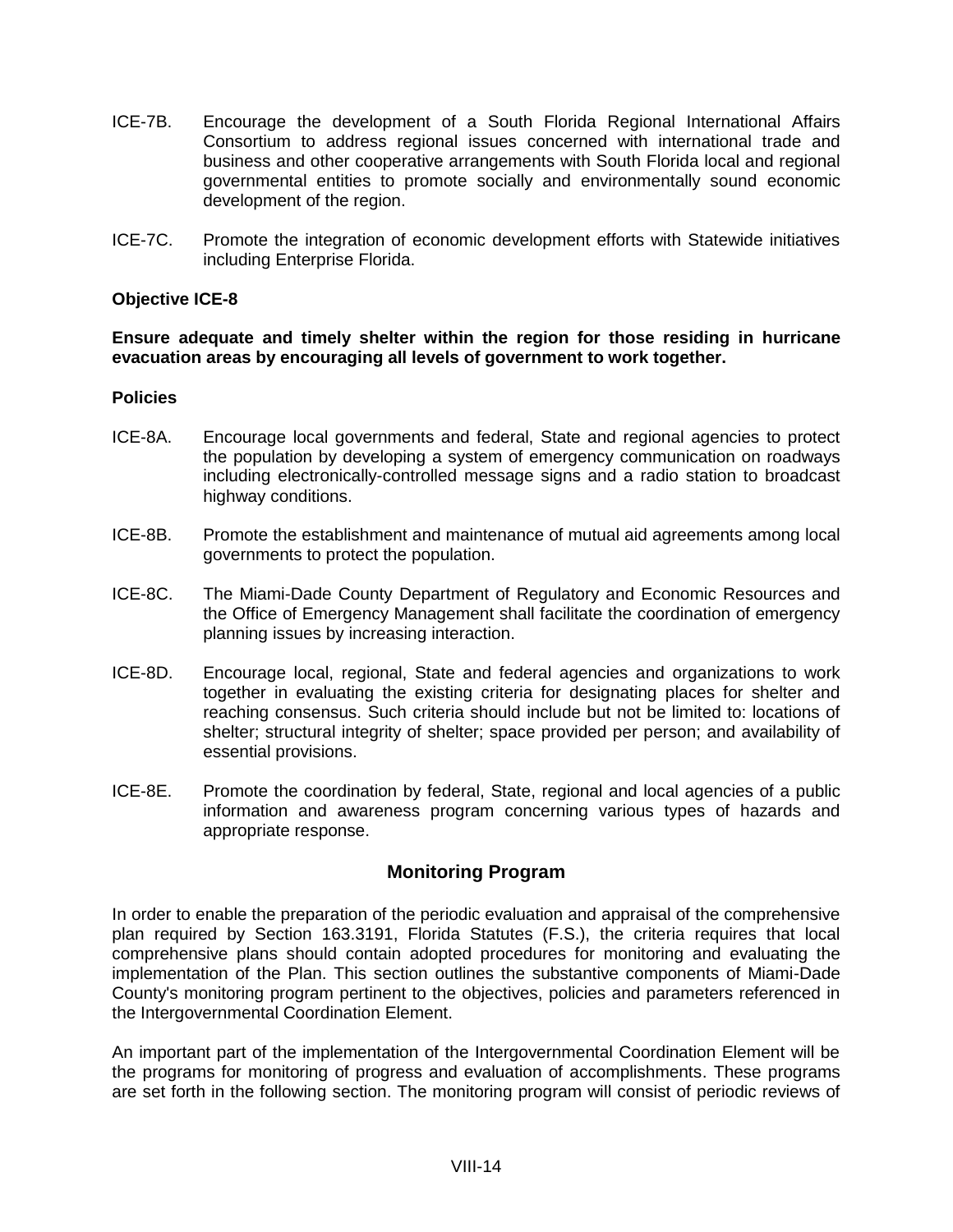ICE-7B. Encourage the development of a South Florida Regional International Affairs Consortium to address regional issues concerned with international trade and business and other cooperative arrangements with South Florida local and regional governmental entities to promote socially and environmentally sound economic development of the region.

ICE-7C. Promote the integration of economic development efforts with Statewide initiatives including Enterprise Florida.

**Objective ICE-8**

**Ensure adequate and timely shelter within the region for those residing in hurricane evacuation areas by encouraging all levels of government to work together.**

**Policies**

ICE-8A. Encourage local governments and federal, State and regional agencies to protect the population by developing a system of emergency communication on roadways including electronically-controlled message signs and a radio station to broadcast highway conditions.

ICE-8B. Promote the establishment and maintenance of mutual aid agreements among local governments to protect the population.

ICE-8C. The Miami-Dade County Department of Regulatory and Economic Resources and the Office of Emergency Management shall facilitate the coordination of emergency planning issues by increasing interaction.

ICE-8D. Encourage local, regional, State and federal agencies and organizations to work together in evaluating the existing criteria for designating places for shelter and reaching consensus. Such criteria should include but not be limited to: locations of shelter; structural integrity of shelter; space provided per person; and availability of essential provisions.

ICE-8E. Promote the coordination by federal, State, regional and local agencies of a public information and awareness program concerning various types of hazards and appropriate response.

## Monitoring Program

In order to enable the preparation of the periodic evaluation and appraisal of the comprehensive plan required by Section 163.3191, Florida Statutes (F.S.), the criteria requires that local comprehensive plans should contain adopted procedures for monitoring and evaluating the implementation of the Plan. This section outlines the substantive components of Miami-Dade County's monitoring program pertinent to the objectives, policies and parameters referenced in the Intergovernmental Coordination Element.

An important part of the implementation of the Intergovernmental Coordination Element will be the programs for monitoring of progress and evaluation of accomplishments. These programs are set forth in the following section. The monitoring program will consist of periodic reviews of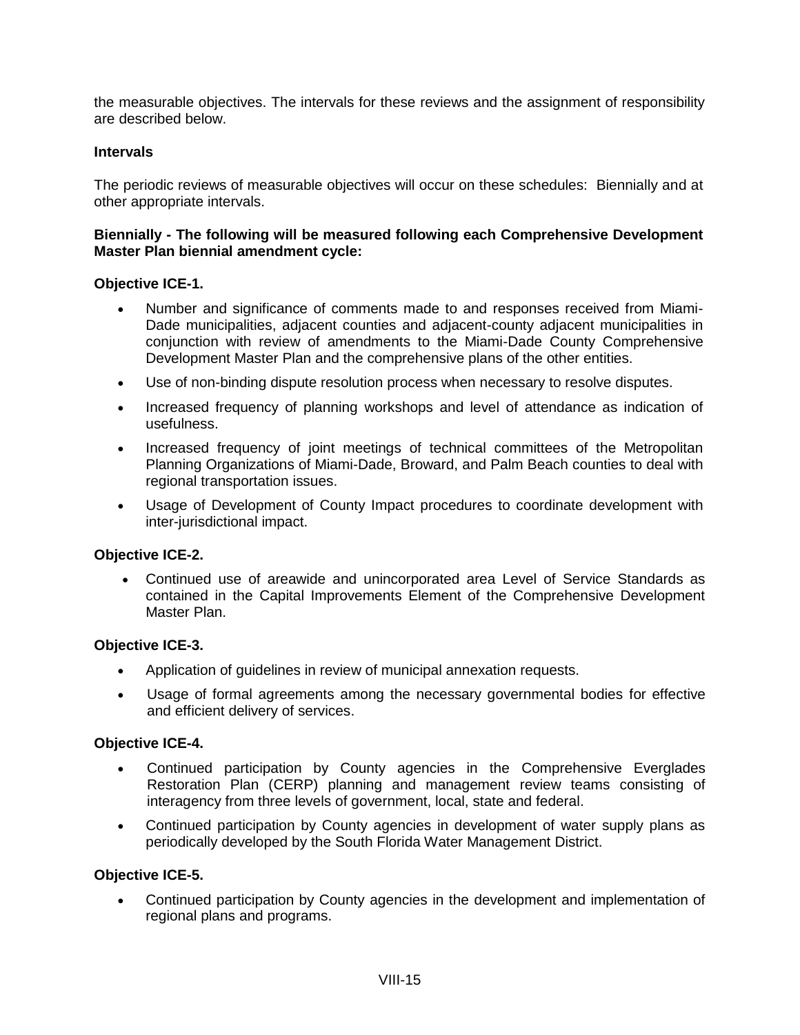the measurable objectives. The intervals for these reviews and the assignment of responsibility are described below.

**Intervals**

The periodic reviews of measurable objectives will occur on these schedules: Biennially and at other appropriate intervals.

**Biennially - The following will be measured following each Comprehensive Development Master Plan biennial amendment cycle:**

**Objective ICE-1.**

- Number and significance of comments made to and responses received from Miami-Dade municipalities, adjacent counties and adjacent-county adjacent municipalities in conjunction with review of amendments to the Miami-Dade County Comprehensive Development Master Plan and the comprehensive plans of the other entities.
- Use of non-binding dispute resolution process when necessary to resolve disputes.
- Increased frequency of planning workshops and level of attendance as indication of usefulness.
- Increased frequency of joint meetings of technical committees of the Metropolitan Planning Organizations of Miami-Dade, Broward, and Palm Beach counties to deal with regional transportation issues.
- Usage of Development of County Impact procedures to coordinate development with inter-jurisdictional impact.

**Objective ICE-2.**

- Continued use of areawide and unincorporated area Level of Service Standards as contained in the Capital Improvements Element of the Comprehensive Development Master Plan.

**Objective ICE-3.**

- Application of guidelines in review of municipal annexation requests.
- Usage of formal agreements among the necessary governmental bodies for effective and efficient delivery of services.

**Objective ICE-4.**

- Continued participation by County agencies in the Comprehensive Everglades Restoration Plan (CERP) planning and management review teams consisting of interagency from three levels of government, local, state and federal.
- Continued participation by County agencies in development of water supply plans as periodically developed by the South Florida Water Management District.

**Objective ICE-5.**

- Continued participation by County agencies in the development and implementation of regional plans and programs.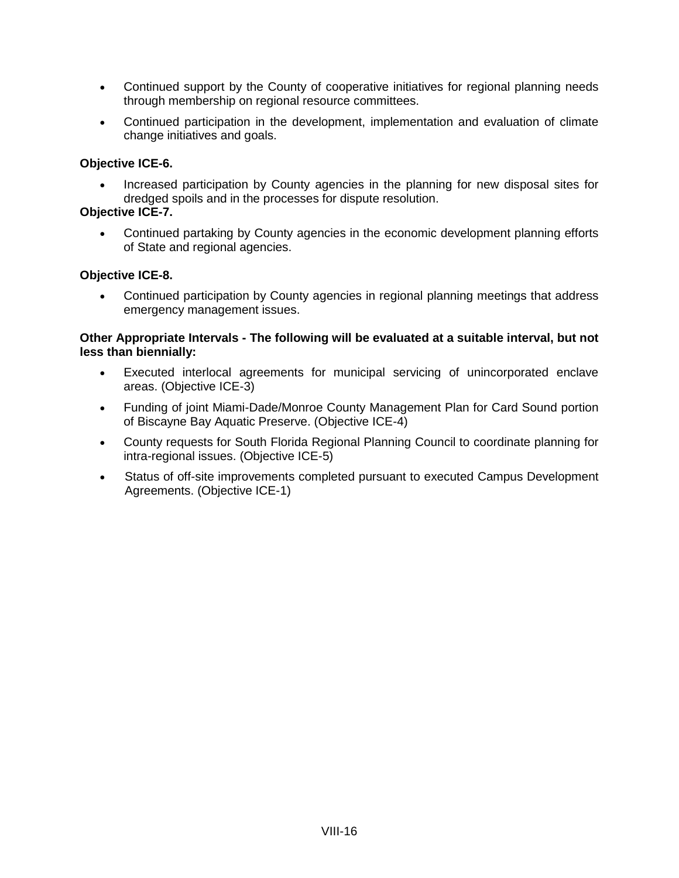- Continued support by the County of cooperative initiatives for regional planning needs through membership on regional resource committees.
- Continued participation in the development, implementation and evaluation of climate change initiatives and goals.

**Objective ICE-6.**

- Increased participation by County agencies in the planning for new disposal sites for dredged spoils and in the processes for dispute resolution.

**Objective ICE-7.**

- Continued partaking by County agencies in the economic development planning efforts of State and regional agencies.

**Objective ICE-8.**

- Continued participation by County agencies in regional planning meetings that address emergency management issues.

**Other Appropriate Intervals - The following will be evaluated at a suitable interval, but not less than biennially:**

- Executed interlocal agreements for municipal servicing of unincorporated enclave areas. (Objective ICE-3)
- Funding of joint Miami-Dade/Monroe County Management Plan for Card Sound portion of Biscayne Bay Aquatic Preserve. (Objective ICE-4)
- County requests for South Florida Regional Planning Council to coordinate planning for intra-regional issues. (Objective ICE-5)
- Status of off-site improvements completed pursuant to executed Campus Development Agreements. (Objective ICE-1)